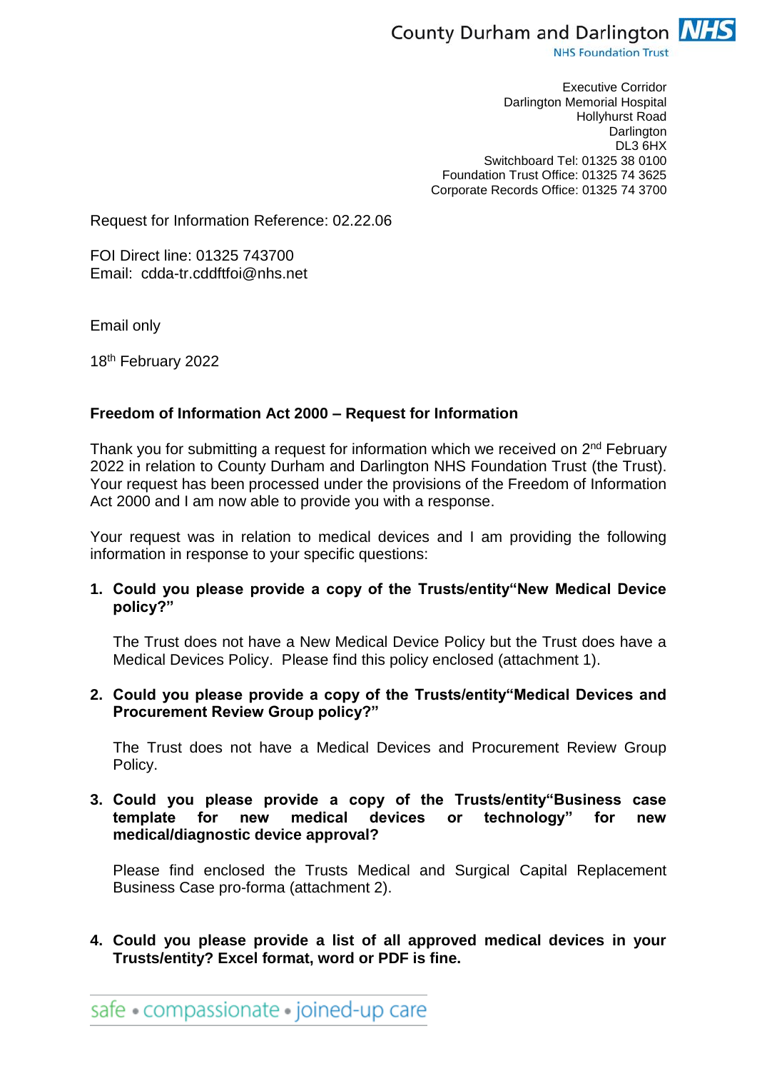County Durham and Darlington NHS Foundation Trust

Executive Corridor
Darlington Memorial Hospital
Hollyhurst Road
Darlington
DL3 6HX
Switchboard Tel: 01325 38 0100
Foundation Trust Office: 01325 74 3625
Corporate Records Office: 01325 74 3700

Request for Information Reference: 02.22.06

FOI Direct line: 01325 743700
Email: cdda-tr.cddftfoi@nhs.net

Email only

18th February 2022

**Freedom of Information Act 2000 – Request for Information**

Thank you for submitting a request for information which we received on 2nd February 2022 in relation to County Durham and Darlington NHS Foundation Trust (the Trust). Your request has been processed under the provisions of the Freedom of Information Act 2000 and I am now able to provide you with a response.

Your request was in relation to medical devices and I am providing the following information in response to your specific questions:

1. **Could you please provide a copy of the Trusts/entity"New Medical Device policy?"**

   The Trust does not have a New Medical Device Policy but the Trust does have a Medical Devices Policy. Please find this policy enclosed (attachment 1).

2. **Could you please provide a copy of the Trusts/entity"Medical Devices and Procurement Review Group policy?"**

   The Trust does not have a Medical Devices and Procurement Review Group Policy.

3. **Could you please provide a copy of the Trusts/entity"Business case template for new medical devices or technology" for new medical/diagnostic device approval?**

   Please find enclosed the Trusts Medical and Surgical Capital Replacement Business Case pro-forma (attachment 2).

4. **Could you please provide a list of all approved medical devices in your Trusts/entity? Excel format, word or PDF is fine.**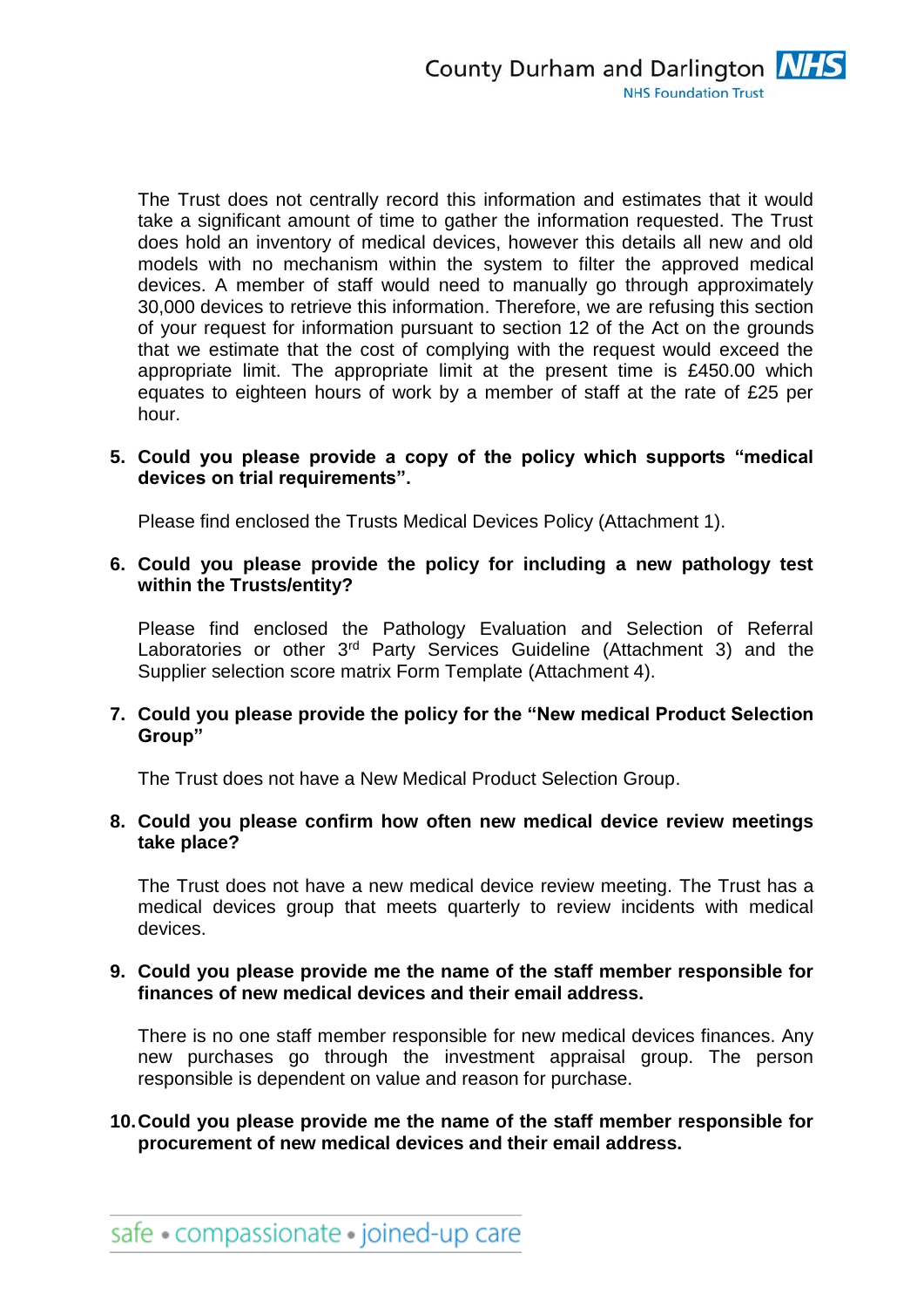The Trust does not centrally record this information and estimates that it would take a significant amount of time to gather the information requested. The Trust does hold an inventory of medical devices, however this details all new and old models with no mechanism within the system to filter the approved medical devices. A member of staff would need to manually go through approximately 30,000 devices to retrieve this information. Therefore, we are refusing this section of your request for information pursuant to section 12 of the Act on the grounds that we estimate that the cost of complying with the request would exceed the appropriate limit. The appropriate limit at the present time is £450.00 which equates to eighteen hours of work by a member of staff at the rate of £25 per hour.

5. **Could you please provide a copy of the policy which supports "medical devices on trial requirements".**

   Please find enclosed the Trusts Medical Devices Policy (Attachment 1).

6. **Could you please provide the policy for including a new pathology test within the Trusts/entity?**

   Please find enclosed the Pathology Evaluation and Selection of Referral Laboratories or other 3rd Party Services Guideline (Attachment 3) and the Supplier selection score matrix Form Template (Attachment 4).

7. **Could you please provide the policy for the "New medical Product Selection Group"**

   The Trust does not have a New Medical Product Selection Group.

8. **Could you please confirm how often new medical device review meetings take place?**

   The Trust does not have a new medical device review meeting. The Trust has a medical devices group that meets quarterly to review incidents with medical devices.

9. **Could you please provide me the name of the staff member responsible for finances of new medical devices and their email address.**

   There is no one staff member responsible for new medical devices finances. Any new purchases go through the investment appraisal group. The person responsible is dependent on value and reason for purchase.

10. **Could you please provide me the name of the staff member responsible for procurement of new medical devices and their email address.**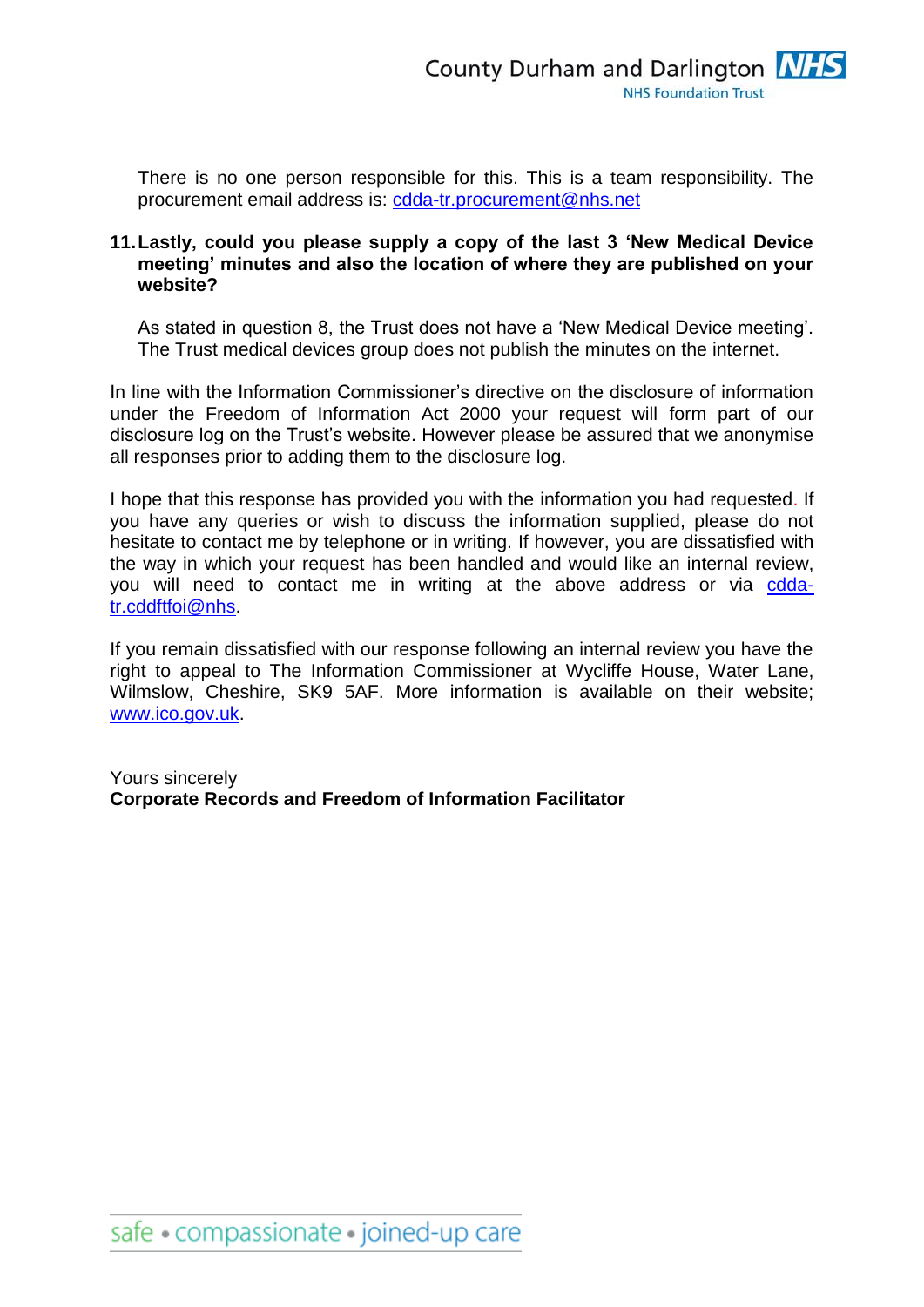There is no one person responsible for this. This is a team responsibility. The procurement email address is: cdda-tr.procurement@nhs.net

**11. Lastly, could you please supply a copy of the last 3 'New Medical Device meeting' minutes and also the location of where they are published on your website?**

As stated in question 8, the Trust does not have a 'New Medical Device meeting'. The Trust medical devices group does not publish the minutes on the internet.

In line with the Information Commissioner's directive on the disclosure of information under the Freedom of Information Act 2000 your request will form part of our disclosure log on the Trust's website. However please be assured that we anonymise all responses prior to adding them to the disclosure log.

I hope that this response has provided you with the information you had requested. If you have any queries or wish to discuss the information supplied, please do not hesitate to contact me by telephone or in writing. If however, you are dissatisfied with the way in which your request has been handled and would like an internal review, you will need to contact me in writing at the above address or via cdda-tr.cddftfoi@nhs.

If you remain dissatisfied with our response following an internal review you have the right to appeal to The Information Commissioner at Wycliffe House, Water Lane, Wilmslow, Cheshire, SK9 5AF. More information is available on their website; www.ico.gov.uk.

Yours sincerely
**Corporate Records and Freedom of Information Facilitator**